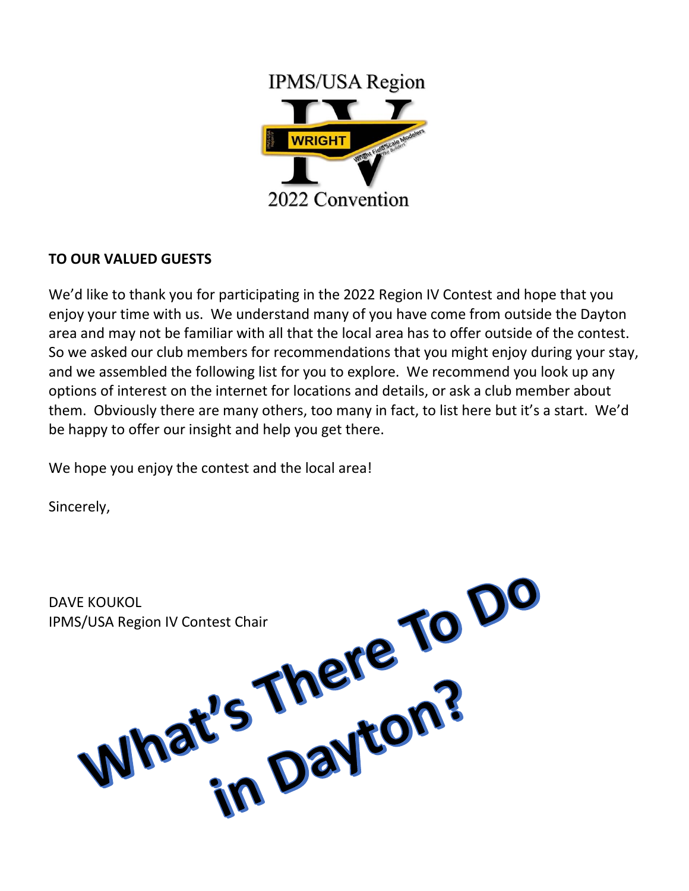IPMS/USA Region IV

WRIGHT

2022 Convention

**TO OUR VALUED GUESTS**

We'd like to thank you for participating in the 2022 Region IV Contest and hope that you enjoy your time with us. We understand many of you have come from outside the Dayton area and may not be familiar with all that the local area has to offer outside of the contest. So we asked our club members for recommendations that you might enjoy during your stay, and we assembled the following list for you to explore. We recommend you look up any options of interest on the internet for locations and details, or ask a club member about them. Obviously there are many others, too many in fact, to list here but it's a start. We'd be happy to offer our insight and help you get there.

We hope you enjoy the contest and the local area!

Sincerely,

DAVE KOUKOL
IPMS/USA Region IV Contest Chair

# What's There To Do in Dayton?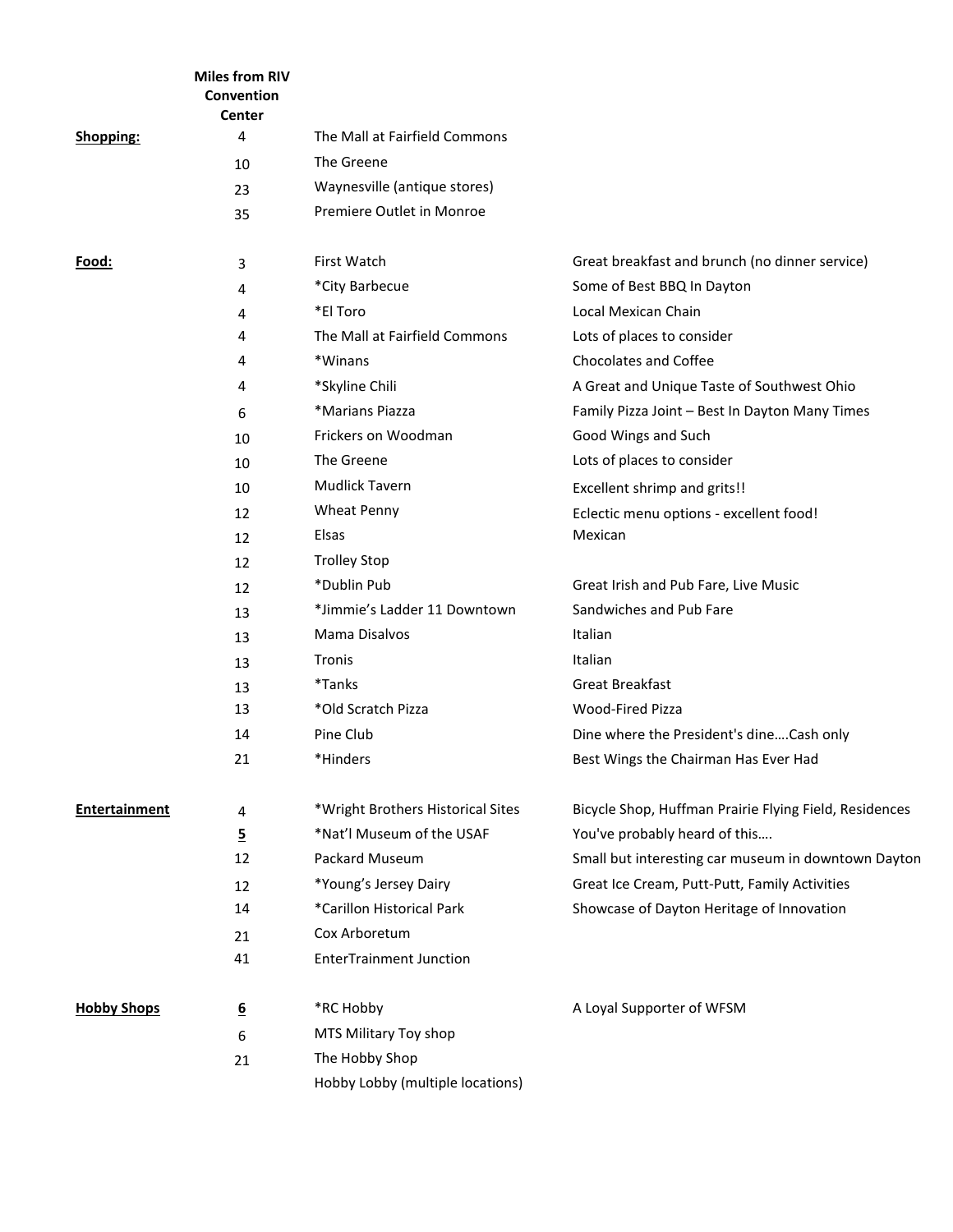| | Miles from RIV Convention Center | | |
|---|---|---|---|
| **Shopping:** | 4 | The Mall at Fairfield Commons | |
| | 10 | The Greene | |
| | 23 | Waynesville (antique stores) | |
| | 35 | Premiere Outlet in Monroe | |
| | | | |
| **Food:** | 3 | First Watch | Great breakfast and brunch (no dinner service) |
| | 4 | *City Barbecue | Some of Best BBQ In Dayton |
| | 4 | *El Toro | Local Mexican Chain |
| | 4 | The Mall at Fairfield Commons | Lots of places to consider |
| | 4 | *Winans | Chocolates and Coffee |
| | 4 | *Skyline Chili | A Great and Unique Taste of Southwest Ohio |
| | 6 | *Marians Piazza | Family Pizza Joint – Best In Dayton Many Times |
| | 10 | Frickers on Woodman | Good Wings and Such |
| | 10 | The Greene | Lots of places to consider |
| | 10 | Mudlick Tavern | Excellent shrimp and grits!! |
| | 12 | Wheat Penny | Eclectic menu options - excellent food! |
| | 12 | Elsas | Mexican |
| | 12 | Trolley Stop | |
| | 12 | *Dublin Pub | Great Irish and Pub Fare, Live Music |
| | 13 | *Jimmie's Ladder 11 Downtown | Sandwiches and Pub Fare |
| | 13 | Mama Disalvos | Italian |
| | 13 | Tronis | Italian |
| | 13 | *Tanks | Great Breakfast |
| | 13 | *Old Scratch Pizza | Wood-Fired Pizza |
| | 14 | Pine Club | Dine where the President's dine….Cash only |
| | 21 | *Hinders | Best Wings the Chairman Has Ever Had |
| | | | |
| **Entertainment** | 4 | *Wright Brothers Historical Sites | Bicycle Shop, Huffman Prairie Flying Field, Residences |
| | **5** | *Nat'l Museum of the USAF | You've probably heard of this…. |
| | 12 | Packard Museum | Small but interesting car museum in downtown Dayton |
| | 12 | *Young's Jersey Dairy | Great Ice Cream, Putt-Putt, Family Activities |
| | 14 | *Carillon Historical Park | Showcase of Dayton Heritage of Innovation |
| | 21 | Cox Arboretum | |
| | 41 | EnterTrainment Junction | |
| | | | |
| **Hobby Shops** | **6** | *RC Hobby | A Loyal Supporter of WFSM |
| | 6 | MTS Military Toy shop | |
| | 21 | The Hobby Shop | |
| | | Hobby Lobby (multiple locations) | |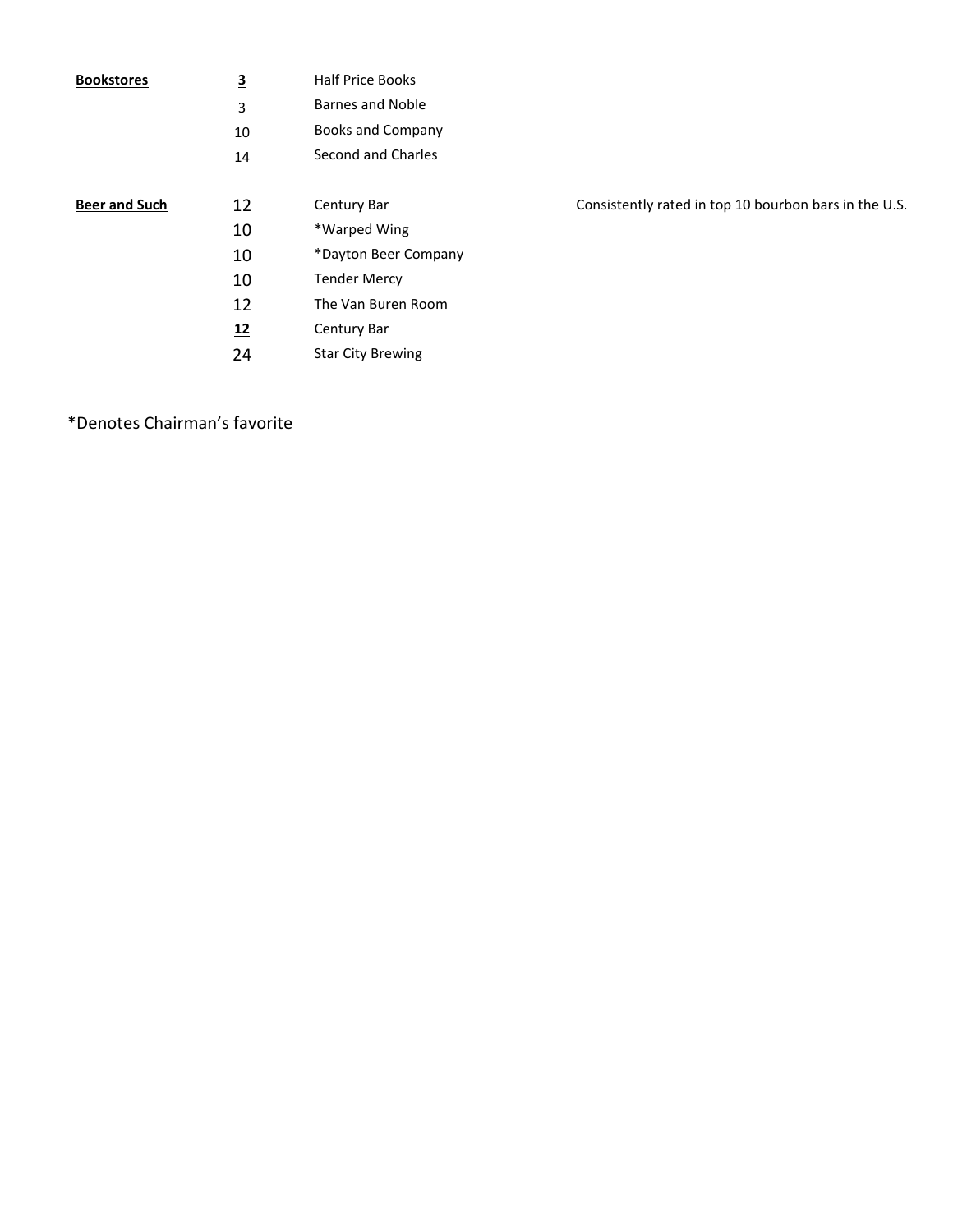| | | | |
|---|---|---|---|
| **Bookstores** | **3** | Half Price Books | |
| | 3 | Barnes and Noble | |
| | 10 | Books and Company | |
| | 14 | Second and Charles | |
| | | | |
| **Beer and Such** | 12 | Century Bar | Consistently rated in top 10 bourbon bars in the U.S. |
| | 10 | *Warped Wing | |
| | 10 | *Dayton Beer Company | |
| | 10 | Tender Mercy | |
| | 12 | The Van Buren Room | |
| | **12** | Century Bar | |
| | 24 | Star City Brewing | |

*Denotes Chairman's favorite